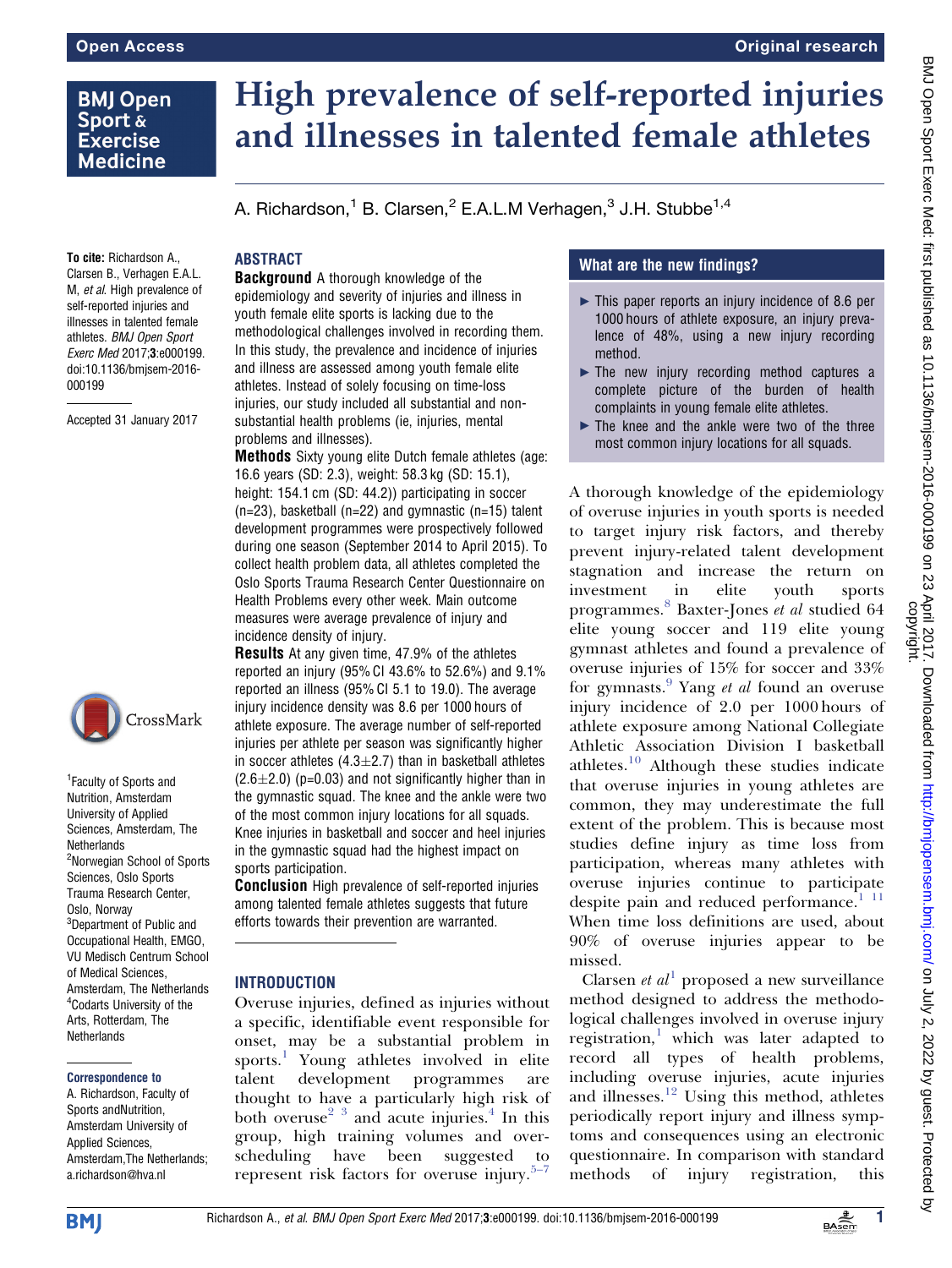Open Access

Original research

# High prevalence of self-reported injuries and illnesses in talented female athletes

A. Richardson,[1] B. Clarsen,[2] E.A.L.M Verhagen,[3] J.H. Stubbe[1,4]

To cite: Richardson A., Clarsen B., Verhagen E.A.L.M, *et al*. High prevalence of self-reported injuries and illnesses in talented female athletes. *BMJ Open Sport Exerc Med* 2017;**3**:e000199. doi:10.1136/bmjsem-2016-000199

Accepted 31 January 2017

[1]Faculty of Sports and Nutrition, Amsterdam University of Applied Sciences, Amsterdam, The Netherlands
[2]Norwegian School of Sports Sciences, Oslo Sports Trauma Research Center, Oslo, Norway
[3]Department of Public and Occupational Health, EMGO, VU Medisch Centrum School of Medical Sciences, Amsterdam, The Netherlands
[4]Codarts University of the Arts, Rotterdam, The Netherlands

**Correspondence to**
A. Richardson, Faculty of Sports andNutrition, Amsterdam University of Applied Sciences, Amsterdam,The Netherlands; a.richardson@hva.nl

## ABSTRACT

**Background** A thorough knowledge of the epidemiology and severity of injuries and illness in youth female elite sports is lacking due to the methodological challenges involved in recording them. In this study, the prevalence and incidence of injuries and illness are assessed among youth female elite athletes. Instead of solely focusing on time-loss injuries, our study included all substantial and non-substantial health problems (ie, injuries, mental problems and illnesses).

**Methods** Sixty young elite Dutch female athletes (age: 16.6 years (SD: 2.3), weight: 58.3 kg (SD: 15.1), height: 154.1 cm (SD: 44.2)) participating in soccer (n=23), basketball (n=22) and gymnastic (n=15) talent development programmes were prospectively followed during one season (September 2014 to April 2015). To collect health problem data, all athletes completed the Oslo Sports Trauma Research Center Questionnaire on Health Problems every other week. Main outcome measures were average prevalence of injury and incidence density of injury.

**Results** At any given time, 47.9% of the athletes reported an injury (95% CI 43.6% to 52.6%) and 9.1% reported an illness (95% CI 5.1 to 19.0). The average injury incidence density was 8.6 per 1000 hours of athlete exposure. The average number of self-reported injuries per athlete per season was significantly higher in soccer athletes (4.3±2.7) than in basketball athletes (2.6±2.0) (p=0.03) and not significantly higher than in the gymnastic squad. The knee and the ankle were two of the most common injury locations for all squads. Knee injuries in basketball and soccer and heel injuries in the gymnastic squad had the highest impact on sports participation.

**Conclusion** High prevalence of self-reported injuries among talented female athletes suggests that future efforts towards their prevention are warranted.

## What are the new findings?

- This paper reports an injury incidence of 8.6 per 1000 hours of athlete exposure, an injury prevalence of 48%, using a new injury recording method.
- The new injury recording method captures a complete picture of the burden of health complaints in young female elite athletes.
- The knee and the ankle were two of the three most common injury locations for all squads.

## INTRODUCTION

Overuse injuries, defined as injuries without a specific, identifiable event responsible for onset, may be a substantial problem in sports.[1] Young athletes involved in elite talent development programmes are thought to have a particularly high risk of both overuse[2 3] and acute injuries.[4] In this group, high training volumes and overscheduling have been suggested to represent risk factors for overuse injury.[5–7]

A thorough knowledge of the epidemiology of overuse injuries in youth sports is needed to target injury risk factors, and thereby prevent injury-related talent development stagnation and increase the return on investment in elite youth sports programmes.[8] Baxter-Jones *et al* studied 64 elite young soccer and 119 elite young gymnast athletes and found a prevalence of overuse injuries of 15% for soccer and 33% for gymnasts.[9] Yang *et al* found an overuse injury incidence of 2.0 per 1000 hours of athlete exposure among National Collegiate Athletic Association Division I basketball athletes.[10] Although these studies indicate that overuse injuries in young athletes are common, they may underestimate the full extent of the problem. This is because most studies define injury as time loss from participation, whereas many athletes with overuse injuries continue to participate despite pain and reduced performance.[1 11] When time loss definitions are used, about 90% of overuse injuries appear to be missed.

Clarsen *et al*[1] proposed a new surveillance method designed to address the methodological challenges involved in overuse injury registration,[1] which was later adapted to record all types of health problems, including overuse injuries, acute injuries and illnesses.[12] Using this method, athletes periodically report injury and illness symptoms and consequences using an electronic questionnaire. In comparison with standard methods of injury registration, this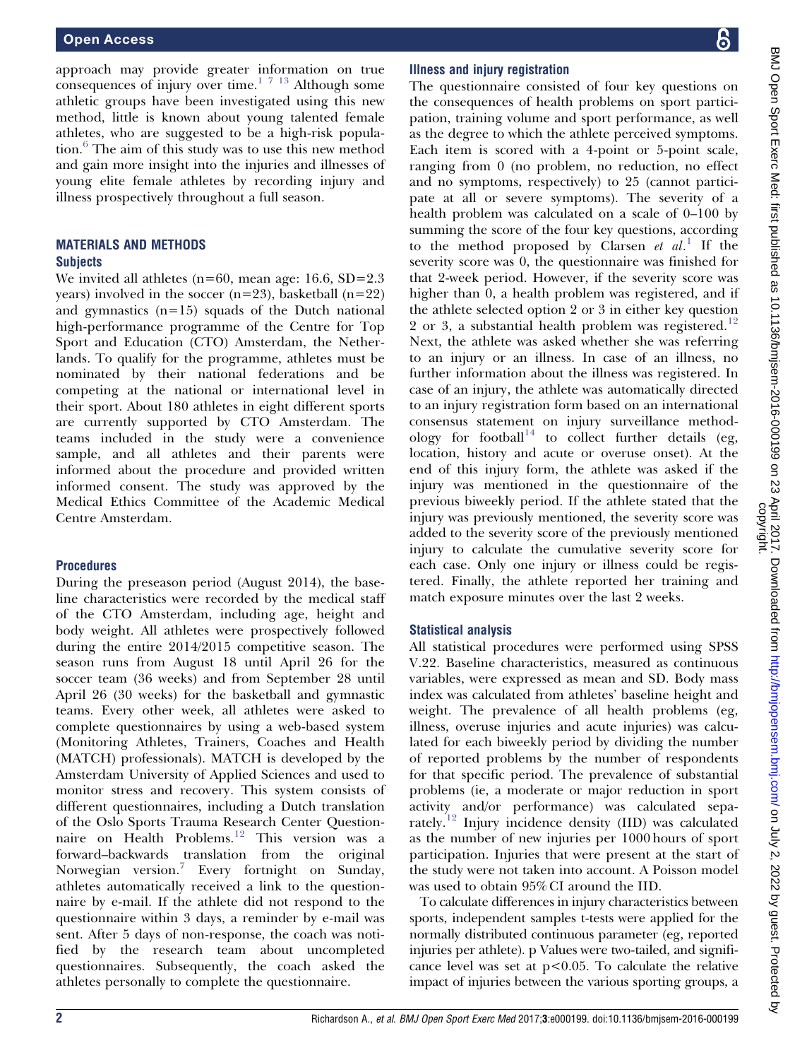approach may provide greater information on true consequences of injury over time.[1 7 13] Although some athletic groups have been investigated using this new method, little is known about young talented female athletes, who are suggested to be a high-risk population.[6] The aim of this study was to use this new method and gain more insight into the injuries and illnesses of young elite female athletes by recording injury and illness prospectively throughout a full season.

## MATERIALS AND METHODS

### Subjects

We invited all athletes (n=60, mean age: 16.6, SD=2.3 years) involved in the soccer (n=23), basketball (n=22) and gymnastics (n=15) squads of the Dutch national high-performance programme of the Centre for Top Sport and Education (CTO) Amsterdam, the Netherlands. To qualify for the programme, athletes must be nominated by their national federations and be competing at the national or international level in their sport. About 180 athletes in eight different sports are currently supported by CTO Amsterdam. The teams included in the study were a convenience sample, and all athletes and their parents were informed about the procedure and provided written informed consent. The study was approved by the Medical Ethics Committee of the Academic Medical Centre Amsterdam.

### Procedures

During the preseason period (August 2014), the baseline characteristics were recorded by the medical staff of the CTO Amsterdam, including age, height and body weight. All athletes were prospectively followed during the entire 2014/2015 competitive season. The season runs from August 18 until April 26 for the soccer team (36 weeks) and from September 28 until April 26 (30 weeks) for the basketball and gymnastic teams. Every other week, all athletes were asked to complete questionnaires by using a web-based system (Monitoring Athletes, Trainers, Coaches and Health (MATCH) professionals). MATCH is developed by the Amsterdam University of Applied Sciences and used to monitor stress and recovery. This system consists of different questionnaires, including a Dutch translation of the Oslo Sports Trauma Research Center Questionnaire on Health Problems.[12] This version was a forward–backwards translation from the original Norwegian version.[7] Every fortnight on Sunday, athletes automatically received a link to the questionnaire by e-mail. If the athlete did not respond to the questionnaire within 3 days, a reminder by e-mail was sent. After 5 days of non-response, the coach was notified by the research team about uncompleted questionnaires. Subsequently, the coach asked the athletes personally to complete the questionnaire.

### Illness and injury registration

The questionnaire consisted of four key questions on the consequences of health problems on sport participation, training volume and sport performance, as well as the degree to which the athlete perceived symptoms. Each item is scored with a 4-point or 5-point scale, ranging from 0 (no problem, no reduction, no effect and no symptoms, respectively) to 25 (cannot participate at all or severe symptoms). The severity of a health problem was calculated on a scale of 0–100 by summing the score of the four key questions, according to the method proposed by Clarsen *et al*.[1] If the severity score was 0, the questionnaire was finished for that 2-week period. However, if the severity score was higher than 0, a health problem was registered, and if the athlete selected option 2 or 3 in either key question 2 or 3, a substantial health problem was registered.[12] Next, the athlete was asked whether she was referring to an injury or an illness. In case of an illness, no further information about the illness was registered. In case of an injury, the athlete was automatically directed to an injury registration form based on an international consensus statement on injury surveillance methodology for football[14] to collect further details (eg, location, history and acute or overuse onset). At the end of this injury form, the athlete was asked if the injury was mentioned in the questionnaire of the previous biweekly period. If the athlete stated that the injury was previously mentioned, the severity score was added to the severity score of the previously mentioned injury to calculate the cumulative severity score for each case. Only one injury or illness could be registered. Finally, the athlete reported her training and match exposure minutes over the last 2 weeks.

### Statistical analysis

All statistical procedures were performed using SPSS V.22. Baseline characteristics, measured as continuous variables, were expressed as mean and SD. Body mass index was calculated from athletes' baseline height and weight. The prevalence of all health problems (eg, illness, overuse injuries and acute injuries) was calculated for each biweekly period by dividing the number of reported problems by the number of respondents for that specific period. The prevalence of substantial problems (ie, a moderate or major reduction in sport activity and/or performance) was calculated separately.[12] Injury incidence density (IID) was calculated as the number of new injuries per 1000 hours of sport participation. Injuries that were present at the start of the study were not taken into account. A Poisson model was used to obtain 95% CI around the IID.

To calculate differences in injury characteristics between sports, independent samples t-tests were applied for the normally distributed continuous parameter (eg, reported injuries per athlete). p Values were two-tailed, and significance level was set at $p<0.05$. To calculate the relative impact of injuries between the various sporting groups, a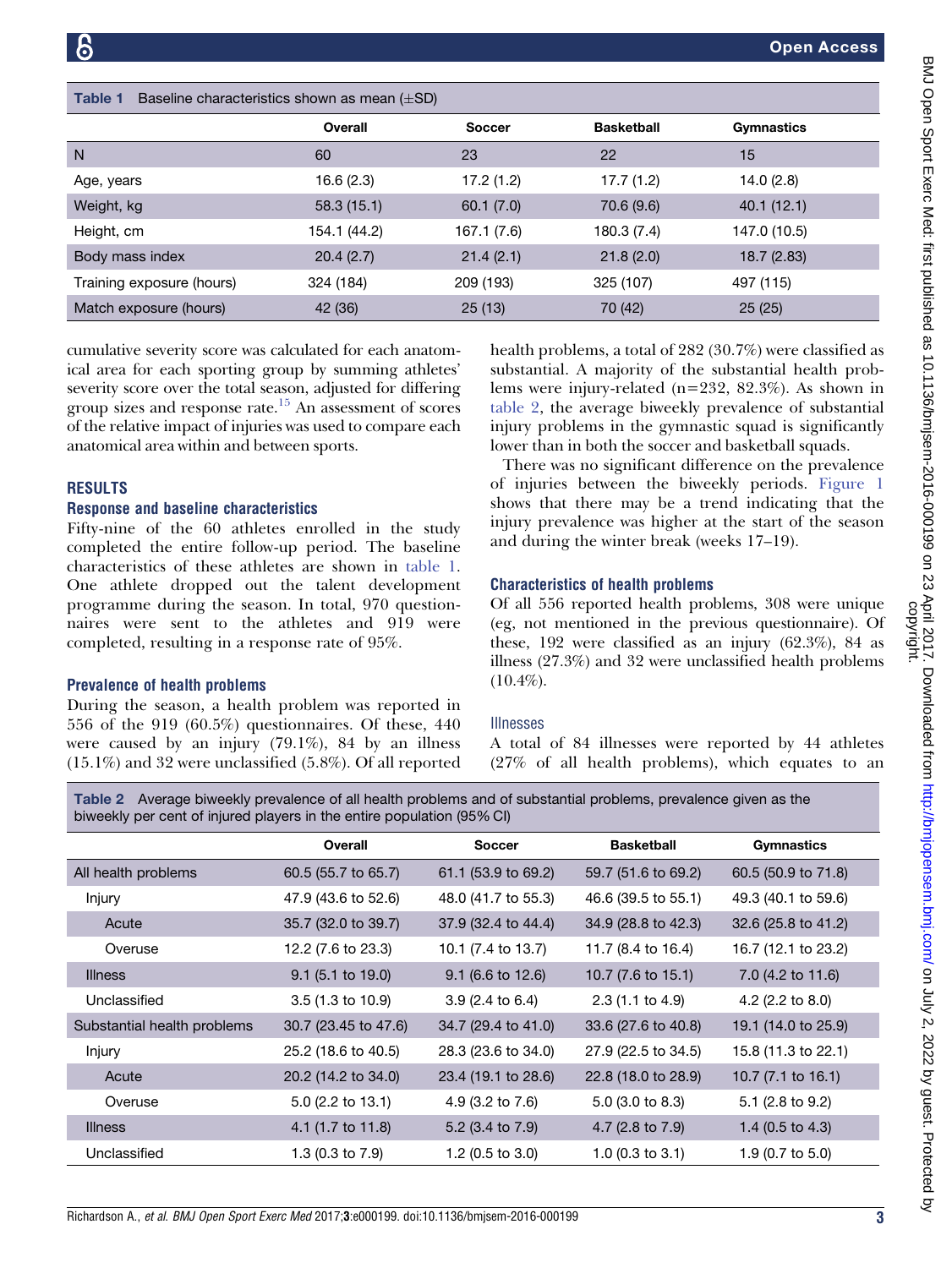**Table 1** Baseline characteristics shown as mean (±SD)

| | Overall | Soccer | Basketball | Gymnastics |
|---|---|---|---|---|
| N | 60 | 23 | 22 | 15 |
| Age, years | 16.6 (2.3) | 17.2 (1.2) | 17.7 (1.2) | 14.0 (2.8) |
| Weight, kg | 58.3 (15.1) | 60.1 (7.0) | 70.6 (9.6) | 40.1 (12.1) |
| Height, cm | 154.1 (44.2) | 167.1 (7.6) | 180.3 (7.4) | 147.0 (10.5) |
| Body mass index | 20.4 (2.7) | 21.4 (2.1) | 21.8 (2.0) | 18.7 (2.83) |
| Training exposure (hours) | 324 (184) | 209 (193) | 325 (107) | 497 (115) |
| Match exposure (hours) | 42 (36) | 25 (13) | 70 (42) | 25 (25) |

cumulative severity score was calculated for each anatomical area for each sporting group by summing athletes' severity score over the total season, adjusted for differing group sizes and response rate.[15] An assessment of scores of the relative impact of injuries was used to compare each anatomical area within and between sports.

## RESULTS

### Response and baseline characteristics

Fifty-nine of the 60 athletes enrolled in the study completed the entire follow-up period. The baseline characteristics of these athletes are shown in table 1. One athlete dropped out the talent development programme during the season. In total, 970 questionnaires were sent to the athletes and 919 were completed, resulting in a response rate of 95%.

### Prevalence of health problems

During the season, a health problem was reported in 556 of the 919 (60.5%) questionnaires. Of these, 440 were caused by an injury (79.1%), 84 by an illness (15.1%) and 32 were unclassified (5.8%). Of all reported health problems, a total of 282 (30.7%) were classified as substantial. A majority of the substantial health problems were injury-related (n=232, 82.3%). As shown in table 2, the average biweekly prevalence of substantial injury problems in the gymnastic squad is significantly lower than in both the soccer and basketball squads.

There was no significant difference on the prevalence of injuries between the biweekly periods. Figure 1 shows that there may be a trend indicating that the injury prevalence was higher at the start of the season and during the winter break (weeks 17–19).

### Characteristics of health problems

Of all 556 reported health problems, 308 were unique (eg, not mentioned in the previous questionnaire). Of these, 192 were classified as an injury (62.3%), 84 as illness (27.3%) and 32 were unclassified health problems (10.4%).

#### Illnesses

A total of 84 illnesses were reported by 44 athletes (27% of all health problems), which equates to an

**Table 2** Average biweekly prevalence of all health problems and of substantial problems, prevalence given as the biweekly per cent of injured players in the entire population (95% CI)

| | Overall | Soccer | Basketball | Gymnastics |
|---|---|---|---|---|
| All health problems | 60.5 (55.7 to 65.7) | 61.1 (53.9 to 69.2) | 59.7 (51.6 to 69.2) | 60.5 (50.9 to 71.8) |
| Injury | 47.9 (43.6 to 52.6) | 48.0 (41.7 to 55.3) | 46.6 (39.5 to 55.1) | 49.3 (40.1 to 59.6) |
| Acute | 35.7 (32.0 to 39.7) | 37.9 (32.4 to 44.4) | 34.9 (28.8 to 42.3) | 32.6 (25.8 to 41.2) |
| Overuse | 12.2 (7.6 to 23.3) | 10.1 (7.4 to 13.7) | 11.7 (8.4 to 16.4) | 16.7 (12.1 to 23.2) |
| Illness | 9.1 (5.1 to 19.0) | 9.1 (6.6 to 12.6) | 10.7 (7.6 to 15.1) | 7.0 (4.2 to 11.6) |
| Unclassified | 3.5 (1.3 to 10.9) | 3.9 (2.4 to 6.4) | 2.3 (1.1 to 4.9) | 4.2 (2.2 to 8.0) |
| Substantial health problems | 30.7 (23.45 to 47.6) | 34.7 (29.4 to 41.0) | 33.6 (27.6 to 40.8) | 19.1 (14.0 to 25.9) |
| Injury | 25.2 (18.6 to 40.5) | 28.3 (23.6 to 34.0) | 27.9 (22.5 to 34.5) | 15.8 (11.3 to 22.1) |
| Acute | 20.2 (14.2 to 34.0) | 23.4 (19.1 to 28.6) | 22.8 (18.0 to 28.9) | 10.7 (7.1 to 16.1) |
| Overuse | 5.0 (2.2 to 13.1) | 4.9 (3.2 to 7.6) | 5.0 (3.0 to 8.3) | 5.1 (2.8 to 9.2) |
| Illness | 4.1 (1.7 to 11.8) | 5.2 (3.4 to 7.9) | 4.7 (2.8 to 7.9) | 1.4 (0.5 to 4.3) |
| Unclassified | 1.3 (0.3 to 7.9) | 1.2 (0.5 to 3.0) | 1.0 (0.3 to 3.1) | 1.9 (0.7 to 5.0) |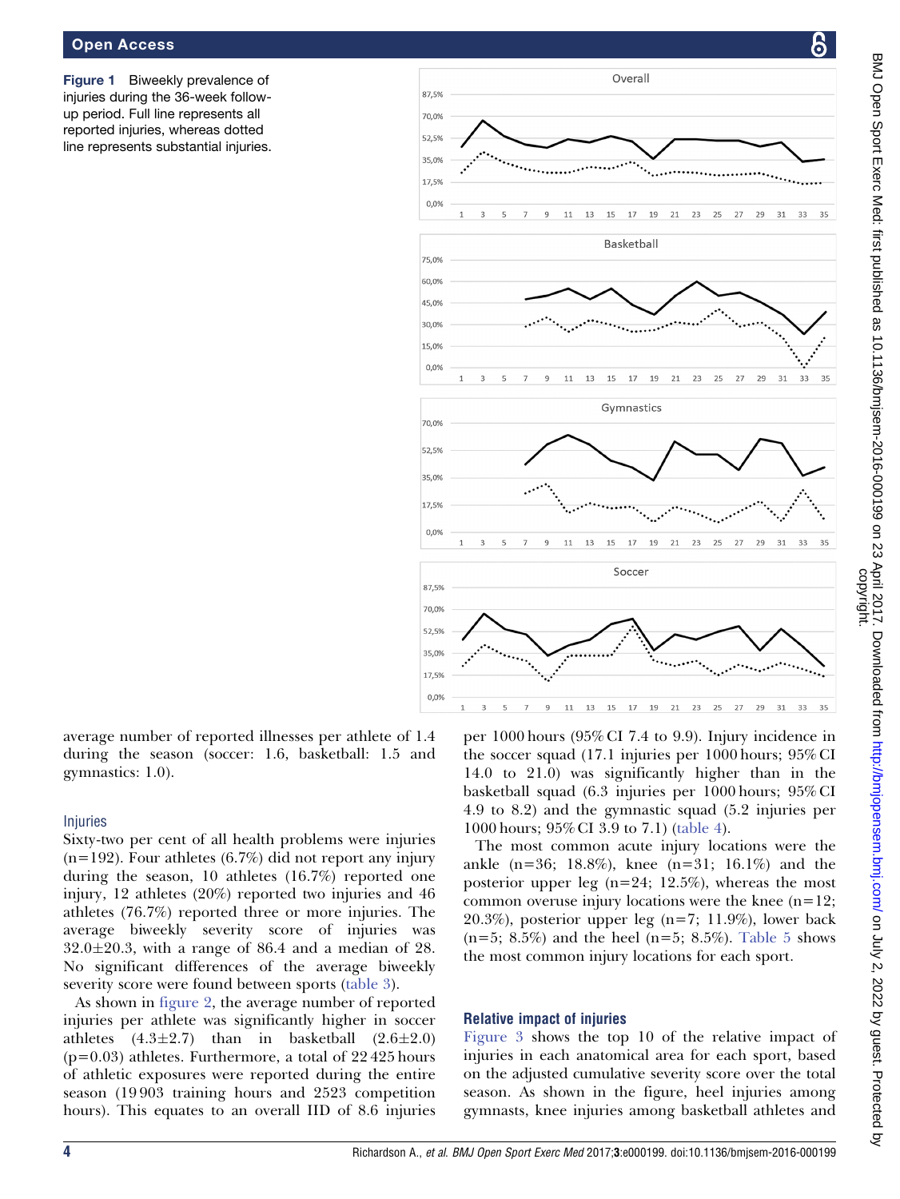Figure 1 Biweekly prevalence of injuries during the 36-week follow-up period. Full line represents all reported injuries, whereas dotted line represents substantial injuries.

average number of reported illnesses per athlete of 1.4 during the season (soccer: 1.6, basketball: 1.5 and gymnastics: 1.0).

### Injuries

Sixty-two per cent of all health problems were injuries (n=192). Four athletes (6.7%) did not report any injury during the season, 10 athletes (16.7%) reported one injury, 12 athletes (20%) reported two injuries and 46 athletes (76.7%) reported three or more injuries. The average biweekly severity score of injuries was 32.0±20.3, with a range of 86.4 and a median of 28. No significant differences of the average biweekly severity score were found between sports (table 3).

As shown in figure 2, the average number of reported injuries per athlete was significantly higher in soccer athletes (4.3±2.7) than in basketball (2.6±2.0) (p=0.03) athletes. Furthermore, a total of 22 425 hours of athletic exposures were reported during the entire season (19 903 training hours and 2523 competition hours). This equates to an overall IID of 8.6 injuries per 1000 hours (95% CI 7.4 to 9.9). Injury incidence in the soccer squad (17.1 injuries per 1000 hours; 95% CI 14.0 to 21.0) was significantly higher than in the basketball squad (6.3 injuries per 1000 hours; 95% CI 4.9 to 8.2) and the gymnastic squad (5.2 injuries per 1000 hours; 95% CI 3.9 to 7.1) (table 4).

The most common acute injury locations were the ankle (n=36; 18.8%), knee (n=31; 16.1%) and the posterior upper leg (n=24; 12.5%), whereas the most common overuse injury locations were the knee (n=12; 20.3%), posterior upper leg (n=7; 11.9%), lower back (n=5; 8.5%) and the heel (n=5; 8.5%). Table 5 shows the most common injury locations for each sport.

### Relative impact of injuries

Figure 3 shows the top 10 of the relative impact of injuries in each anatomical area for each sport, based on the adjusted cumulative severity score over the total season. As shown in the figure, heel injuries among gymnasts, knee injuries among basketball athletes and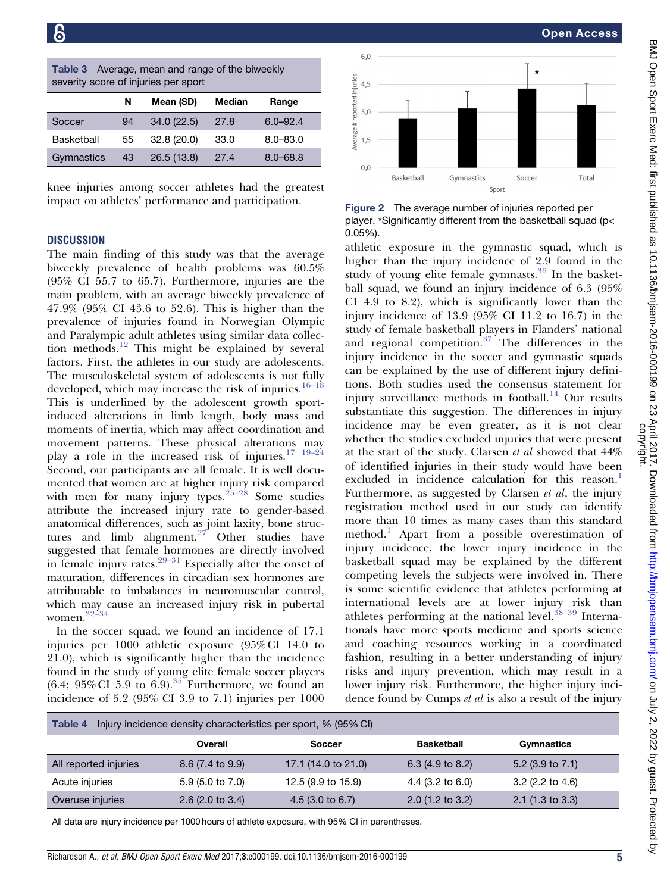Table 3 Average, mean and range of the biweekly severity score of injuries per sport

| | N | Mean (SD) | Median | Range |
|---|---|---|---|---|
| Soccer | 94 | 34.0 (22.5) | 27.8 | 6.0–92.4 |
| Basketball | 55 | 32.8 (20.0) | 33.0 | 8.0–83.0 |
| Gymnastics | 43 | 26.5 (13.8) | 27.4 | 8.0–68.8 |

knee injuries among soccer athletes had the greatest impact on athletes' performance and participation.

## DISCUSSION

The main finding of this study was that the average biweekly prevalence of health problems was 60.5% (95% CI 55.7 to 65.7). Furthermore, injuries are the main problem, with an average biweekly prevalence of 47.9% (95% CI 43.6 to 52.6). This is higher than the prevalence of injuries found in Norwegian Olympic and Paralympic adult athletes using similar data collection methods.[12] This might be explained by several factors. First, the athletes in our study are adolescents. The musculoskeletal system of adolescents is not fully developed, which may increase the risk of injuries.[16–18] This is underlined by the adolescent growth sport-induced alterations in limb length, body mass and moments of inertia, which may affect coordination and movement patterns. These physical alterations may play a role in the increased risk of injuries.[17 19–24] Second, our participants are all female. It is well documented that women are at higher injury risk compared with men for many injury types.[25–28] Some studies attribute the increased injury rate to gender-based anatomical differences, such as joint laxity, bone structures and limb alignment.[27] Other studies have suggested that female hormones are directly involved in female injury rates.[29–31] Especially after the onset of maturation, differences in circadian sex hormones are attributable to imbalances in neuromuscular control, which may cause an increased injury risk in pubertal women.[32–34]

In the soccer squad, we found an incidence of 17.1 injuries per 1000 athletic exposure (95% CI 14.0 to 21.0), which is significantly higher than the incidence found in the study of young elite female soccer players (6.4; 95% CI 5.9 to 6.9).[35] Furthermore, we found an incidence of 5.2 (95% CI 3.9 to 7.1) injuries per 1000 athletic exposure in the gymnastic squad, which is higher than the injury incidence of 2.9 found in the study of young elite female gymnasts.[36] In the basketball squad, we found an injury incidence of 6.3 (95% CI 4.9 to 8.2), which is significantly lower than the injury incidence of 13.9 (95% CI 11.2 to 16.7) in the study of female basketball players in Flanders' national and regional competition.[37] The differences in the injury incidence in the soccer and gymnastic squads can be explained by the use of different injury definitions. Both studies used the consensus statement for injury surveillance methods in football.[14] Our results substantiate this suggestion. The differences in injury incidence may be even greater, as it is not clear whether the studies excluded injuries that were present at the start of the study. Clarsen *et al* showed that 44% of identified injuries in their study would have been excluded in incidence calculation for this reason.[1] Furthermore, as suggested by Clarsen *et al*, the injury registration method used in our study can identify more than 10 times as many cases than this standard method.[1] Apart from a possible overestimation of injury incidence, the lower injury incidence in the basketball squad may be explained by the different competing levels the subjects were involved in. There is some scientific evidence that athletes performing at international levels are at lower injury risk than athletes performing at the national level.[38 39] Internationals have more sports medicine and sports science and coaching resources working in a coordinated fashion, resulting in a better understanding of injury risks and injury prevention, which may result in a lower injury risk. Furthermore, the higher injury incidence found by Cumps *et al* is also a result of the injury

Figure 2 The average number of injuries reported per player. *Significantly different from the basketball squad ($p < 0.05$%).

Table 4 Injury incidence density characteristics per sport, % (95% CI)

| | Overall | Soccer | Basketball | Gymnastics |
|---|---|---|---|---|
| All reported injuries | 8.6 (7.4 to 9.9) | 17.1 (14.0 to 21.0) | 6.3 (4.9 to 8.2) | 5.2 (3.9 to 7.1) |
| Acute injuries | 5.9 (5.0 to 7.0) | 12.5 (9.9 to 15.9) | 4.4 (3.2 to 6.0) | 3.2 (2.2 to 4.6) |
| Overuse injuries | 2.6 (2.0 to 3.4) | 4.5 (3.0 to 6.7) | 2.0 (1.2 to 3.2) | 2.1 (1.3 to 3.3) |

All data are injury incidence per 1000 hours of athlete exposure, with 95% CI in parentheses.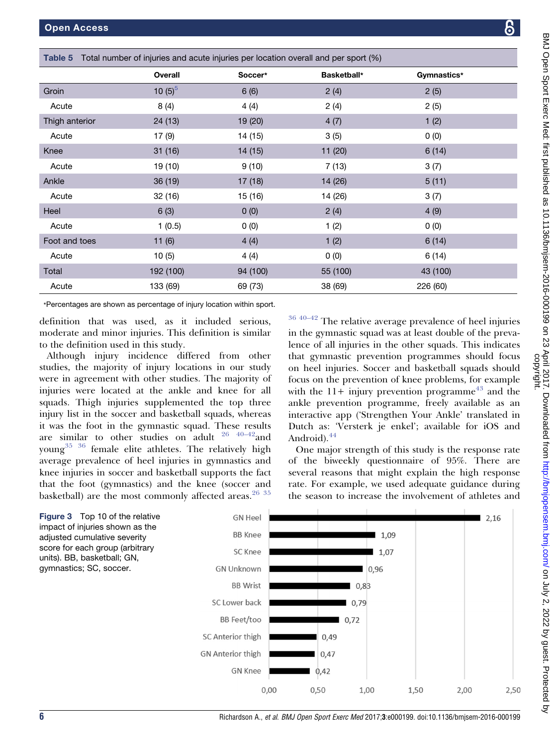**Table 5** Total number of injuries and acute injuries per location overall and per sport (%)

| | Overall | Soccer* | Basketball* | Gymnastics* |
|---|---|---|---|---|
| Groin | 10 (5)[5] | 6 (6) | 2 (4) | 2 (5) |
| Acute | 8 (4) | 4 (4) | 2 (4) | 2 (5) |
| Thigh anterior | 24 (13) | 19 (20) | 4 (7) | 1 (2) |
| Acute | 17 (9) | 14 (15) | 3 (5) | 0 (0) |
| Knee | 31 (16) | 14 (15) | 11 (20) | 6 (14) |
| Acute | 19 (10) | 9 (10) | 7 (13) | 3 (7) |
| Ankle | 36 (19) | 17 (18) | 14 (26) | 5 (11) |
| Acute | 32 (16) | 15 (16) | 14 (26) | 3 (7) |
| Heel | 6 (3) | 0 (0) | 2 (4) | 4 (9) |
| Acute | 1 (0.5) | 0 (0) | 1 (2) | 0 (0) |
| Foot and toes | 11 (6) | 4 (4) | 1 (2) | 6 (14) |
| Acute | 10 (5) | 4 (4) | 0 (0) | 6 (14) |
| Total | 192 (100) | 94 (100) | 55 (100) | 43 (100) |
| Acute | 133 (69) | 69 (73) | 38 (69) | 226 (60) |

*Percentages are shown as percentage of injury location within sport.

definition that was used, as it included serious, moderate and minor injuries. This definition is similar to the definition used in this study.

Although injury incidence differed from other studies, the majority of injury locations in our study were in agreement with other studies. The majority of injuries were located at the ankle and knee for all squads. Thigh injuries supplemented the top three injury list in the soccer and basketball squads, whereas it was the foot in the gymnastic squad. These results are similar to other studies on adult [26 40–42] and young[35 36] female elite athletes. The relatively high average prevalence of heel injuries in gymnastics and knee injuries in soccer and basketball supports the fact that the foot (gymnastics) and the knee (soccer and basketball) are the most commonly affected areas.[26 35] [36 40–42] The relative average prevalence of heel injuries in the gymnastic squad was at least double of the prevalence of all injuries in the other squads. This indicates that gymnastic prevention programmes should focus on heel injuries. Soccer and basketball squads should focus on the prevention of knee problems, for example with the 11+ injury prevention programme[43] and the ankle prevention programme, freely available as an interactive app ('Strengthen Your Ankle' translated in Dutch as: 'Versterk je enkel'; available for iOS and Android).[44]

One major strength of this study is the response rate of the biweekly questionnaire of 95%. There are several reasons that might explain the high response rate. For example, we used adequate guidance during the season to increase the involvement of athletes and

| Group | Adjusted cumulative severity score |
|---|---|
| GN Heel | 2,16 |
| BB Knee | 1,09 |
| SC Knee | 1,07 |
| GN Unknown | 0,96 |
| BB Wrist | 0,83 |
| SC Lower back | 0,79 |
| BB Feet/too | 0,72 |
| SC Anterior thigh | 0,49 |
| GN Anterior thigh | 0,47 |
| GN Knee | 0,42 |

**Figure 3** Top 10 of the relative impact of injuries shown as the adjusted cumulative severity score for each group (arbitrary units). BB, basketball; GN, gymnastics; SC, soccer.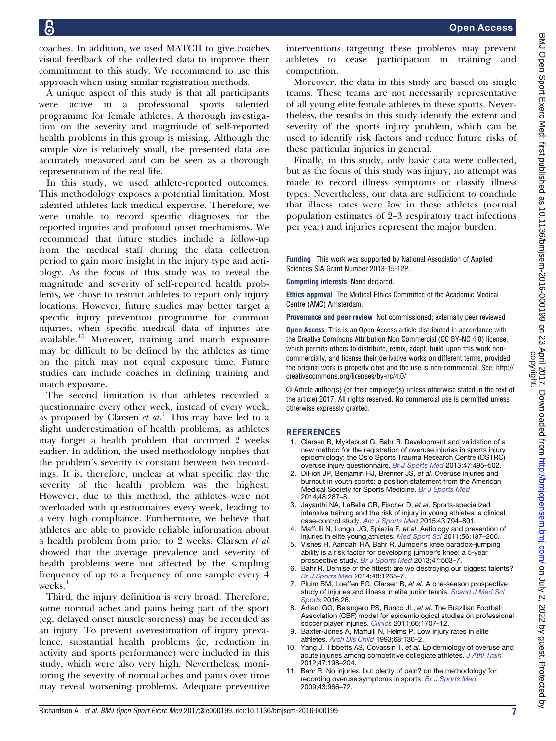coaches. In addition, we used MATCH to give coaches visual feedback of the collected data to improve their commitment to this study. We recommend to use this approach when using similar registration methods.

A unique aspect of this study is that all participants were active in a professional sports talented programme for female athletes. A thorough investigation on the severity and magnitude of self-reported health problems in this group is missing. Although the sample size is relatively small, the presented data are accurately measured and can be seen as a thorough representation of the real life.

In this study, we used athlete-reported outcomes. This methodology exposes a potential limitation. Most talented athletes lack medical expertise. Therefore, we were unable to record specific diagnoses for the reported injuries and profound onset mechanisms. We recommend that future studies include a follow-up from the medical staff during the data collection period to gain more insight in the injury type and aetiology. As the focus of this study was to reveal the magnitude and severity of self-reported health problems, we chose to restrict athletes to report only injury locations. However, future studies may better target a specific injury prevention programme for common injuries, when specific medical data of injuries are available.[4,5] Moreover, training and match exposure may be difficult to be defined by the athletes as time on the pitch may not equal exposure time. Future studies can include coaches in defining training and match exposure.

The second limitation is that athletes recorded a questionnaire every other week, instead of every week, as proposed by Clarsen *et al*.[1] This may have led to a slight underestimation of health problems, as athletes may forget a health problem that occurred 2 weeks earlier. In addition, the used methodology implies that the problem's severity is constant between two recordings. It is, therefore, unclear at what specific day the severity of the health problem was the highest. However, due to this method, the athletes were not overloaded with questionnaires every week, leading to a very high compliance. Furthermore, we believe that athletes are able to provide reliable information about a health problem from prior to 2 weeks. Clarsen *et al* showed that the average prevalence and severity of health problems were not affected by the sampling frequency of up to a frequency of one sample every 4 weeks.[1]

Third, the injury definition is very broad. Therefore, some normal aches and pains being part of the sport (eg, delayed onset muscle soreness) may be recorded as an injury. To prevent overestimation of injury prevalence, substantial health problems (ie, reduction in activity and sports performance) were included in this study, which were also very high. Nevertheless, monitoring the severity of normal aches and pains over time may reveal worsening problems. Adequate preventive interventions targeting these problems may prevent athletes to cease participation in training and competition.

Moreover, the data in this study are based on single teams. These teams are not necessarily representative of all young elite female athletes in these sports. Nevertheless, the results in this study identify the extent and severity of the sports injury problem, which can be used to identify risk factors and reduce future risks of these particular injuries in general.

Finally, in this study, only basic data were collected, but as the focus of this study was injury, no attempt was made to record illness symptoms or classify illness types. Nevertheless, our data are sufficient to conclude that illness rates were low in these athletes (normal population estimates of 2–3 respiratory tract infections per year) and injuries represent the major burden.

**Funding** This work was supported by National Association of Applied Sciences SIA Grant Number 2013-15-12P.

**Competing interests** None declared.

**Ethics approval** The Medical Ethics Committee of the Academic Medical Centre (AMC) Amsterdam.

**Provenance and peer review** Not commissioned; externally peer reviewed

**Open Access** This is an Open Access article distributed in accordance with the Creative Commons Attribution Non Commercial (CC BY-NC 4.0) license, which permits others to distribute, remix, adapt, build upon this work non-commercially, and license their derivative works on different terms, provided the original work is properly cited and the use is non-commercial. See: http://creativecommons.org/licenses/by-nc/4.0/

© Article author(s) (or their employer(s) unless otherwise stated in the text of the article) 2017. All rights reserved. No commercial use is permitted unless otherwise expressly granted.

## REFERENCES

1. Clarsen B, Myklebust G, Bahr R. Development and validation of a new method for the registration of overuse injuries in sports injury epidemiology: the Oslo Sports Trauma Research Centre (OSTRC) overuse injury questionnaire. *Br J Sports Med* 2013;47:495–502.
2. DiFiori JP, Benjamin HJ, Brenner JS, *et al*. Overuse injuries and burnout in youth sports: a position statement from the American Medical Society for Sports Medicine. *Br J Sports Med* 2014;48:287–8.
3. Jayanthi NA, LaBella CR, Fischer D, *et al*. Sports-specialized intensive training and the risk of injury in young athletes: a clinical case-control study. *Am J Sports Med* 2015;43:794–801.
4. Maffulli N, Longo UG, Spiezia F, *et al*. Aetiology and prevention of injuries in elite young athletes. *Med Sport Sci* 2011;56:187–200.
5. Visnes H, Aandahl HA, Bahr R. Jumper's knee paradox–jumping ability is a risk factor for developing jumper's knee: a 5-year prospective study. *Br J Sports Med* 2013;47:503–7.
6. Bahr R. Demise of the fittest: are we destroying our biggest talents? *Br J Sports Med* 2014;48:1265–7.
7. Pluim BM, Loeffen FG, Clarsen B, *et al*. A one-season prospective study of injuries and illness in elite junior tennis. *Scand J Med Sci Sports* 2016;26.
8. Arliani GG, Belangero PS, Runco JL, *et al*. The Brazilian Football Association (CBF) model for epidemiological studies on professional soccer player injuries. *Clinics* 2011;66:1707–12.
9. Baxter-Jones A, Maffulli N, Helms P. Low injury rates in elite athletes. *Arch Dis Child* 1993;68:130–2.
10. Yang J, Tibbetts AS, Covassin T, *et al*. Epidemiology of overuse and acute injuries among competitive collegiate athletes. *J Athl Train* 2012;47:198–204.
11. Bahr R. No injuries, but plenty of pain? on the methodology for recording overuse symptoms in sports. *Br J Sports Med* 2009;43:966–72.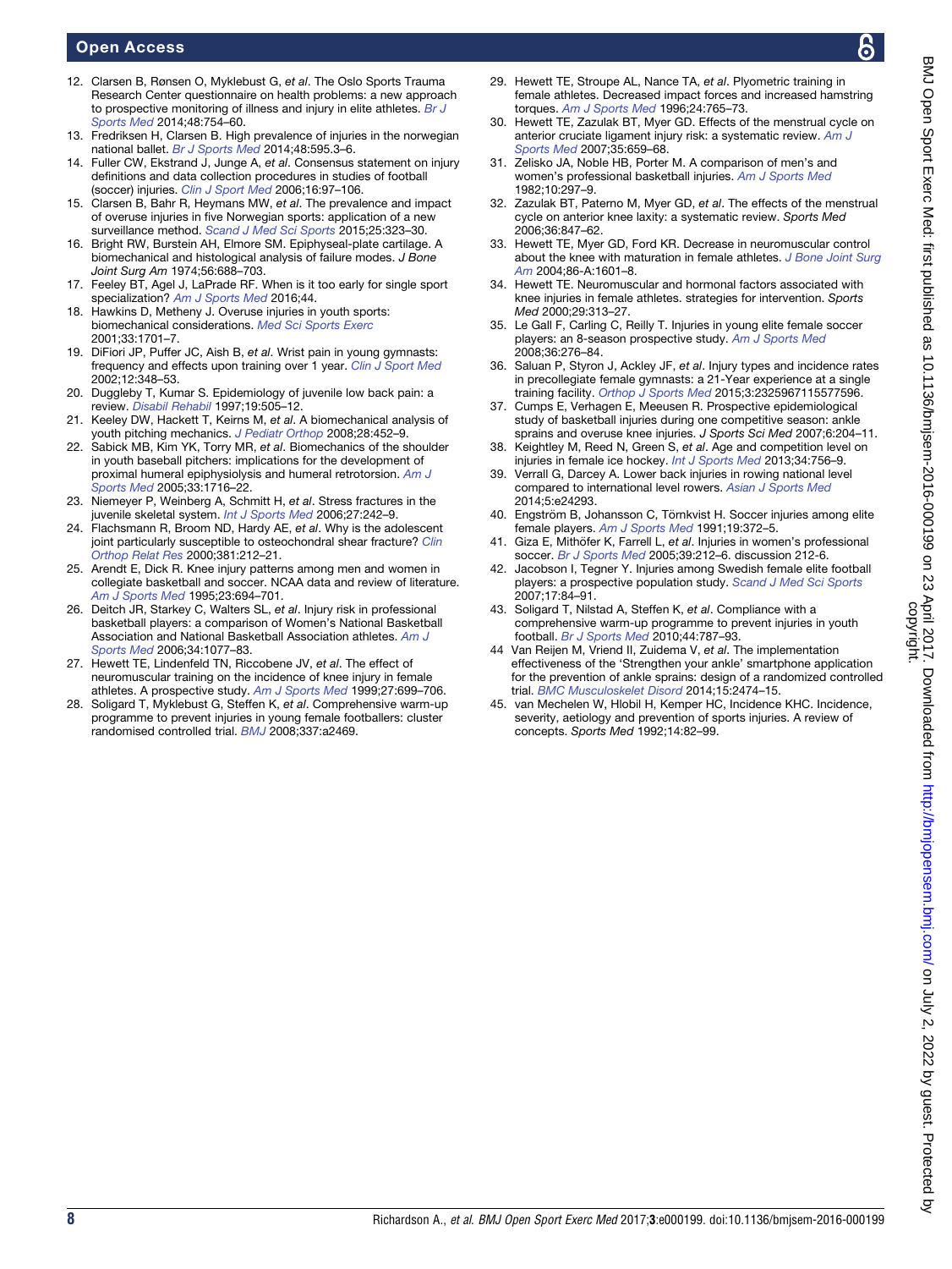12. Clarsen B, Rønsen O, Myklebust G, *et al*. The Oslo Sports Trauma Research Center questionnaire on health problems: a new approach to prospective monitoring of illness and injury in elite athletes. *Br J Sports Med* 2014;48:754–60.
13. Fredriksen H, Clarsen B. High prevalence of injuries in the norwegian national ballet. *Br J Sports Med* 2014;48:595.3–6.
14. Fuller CW, Ekstrand J, Junge A, *et al*. Consensus statement on injury definitions and data collection procedures in studies of football (soccer) injuries. *Clin J Sport Med* 2006;16:97–106.
15. Clarsen B, Bahr R, Heymans MW, *et al*. The prevalence and impact of overuse injuries in five Norwegian sports: application of a new surveillance method. *Scand J Med Sci Sports* 2015;25:323–30.
16. Bright RW, Burstein AH, Elmore SM. Epiphyseal-plate cartilage. A biomechanical and histological analysis of failure modes. *J Bone Joint Surg Am* 1974;56:688–703.
17. Feeley BT, Agel J, LaPrade RF. When is it too early for single sport specialization? *Am J Sports Med* 2016;44.
18. Hawkins D, Metheny J. Overuse injuries in youth sports: biomechanical considerations. *Med Sci Sports Exerc* 2001;33:1701–7.
19. DiFiori JP, Puffer JC, Aish B, *et al*. Wrist pain in young gymnasts: frequency and effects upon training over 1 year. *Clin J Sport Med* 2002;12:348–53.
20. Duggleby T, Kumar S. Epidemiology of juvenile low back pain: a review. *Disabil Rehabil* 1997;19:505–12.
21. Keeley DW, Hackett T, Keirns M, *et al*. A biomechanical analysis of youth pitching mechanics. *J Pediatr Orthop* 2008;28:452–9.
22. Sabick MB, Kim YK, Torry MR, *et al*. Biomechanics of the shoulder in youth baseball pitchers: implications for the development of proximal humeral epiphysiolysis and humeral retrotorsion. *Am J Sports Med* 2005;33:1716–22.
23. Niemeyer P, Weinberg A, Schmitt H, *et al*. Stress fractures in the juvenile skeletal system. *Int J Sports Med* 2006;27:242–9.
24. Flachsmann R, Broom ND, Hardy AE, *et al*. Why is the adolescent joint particularly susceptible to osteochondral shear fracture? *Clin Orthop Relat Res* 2000;381:212–21.
25. Arendt E, Dick R. Knee injury patterns among men and women in collegiate basketball and soccer. NCAA data and review of literature. *Am J Sports Med* 1995;23:694–701.
26. Deitch JR, Starkey C, Walters SL, *et al*. Injury risk in professional basketball players: a comparison of Women's National Basketball Association and National Basketball Association athletes. *Am J Sports Med* 2006;34:1077–83.
27. Hewett TE, Lindenfeld TN, Riccobene JV, *et al*. The effect of neuromuscular training on the incidence of knee injury in female athletes. A prospective study. *Am J Sports Med* 1999;27:699–706.
28. Soligard T, Myklebust G, Steffen K, *et al*. Comprehensive warm-up programme to prevent injuries in young female footballers: cluster randomised controlled trial. *BMJ* 2008;337:a2469.
29. Hewett TE, Stroupe AL, Nance TA, *et al*. Plyometric training in female athletes. Decreased impact forces and increased hamstring torques. *Am J Sports Med* 1996;24:765–73.
30. Hewett TE, Zazulak BT, Myer GD. Effects of the menstrual cycle on anterior cruciate ligament injury risk: a systematic review. *Am J Sports Med* 2007;35:659–68.
31. Zelisko JA, Noble HB, Porter M. A comparison of men's and women's professional basketball injuries. *Am J Sports Med* 1982;10:297–9.
32. Zazulak BT, Paterno M, Myer GD, *et al*. The effects of the menstrual cycle on anterior knee laxity: a systematic review. *Sports Med* 2006;36:847–62.
33. Hewett TE, Myer GD, Ford KR. Decrease in neuromuscular control about the knee with maturation in female athletes. *J Bone Joint Surg Am* 2004;86-A:1601–8.
34. Hewett TE. Neuromuscular and hormonal factors associated with knee injuries in female athletes. strategies for intervention. *Sports Med* 2000;29:313–27.
35. Le Gall F, Carling C, Reilly T. Injuries in young elite female soccer players: an 8-season prospective study. *Am J Sports Med* 2008;36:276–84.
36. Saluan P, Styron J, Ackley JF, *et al*. Injury types and incidence rates in precollegiate female gymnasts: a 21-Year experience at a single training facility. *Orthop J Sports Med* 2015;3:2325967115577596.
37. Cumps E, Verhagen E, Meeusen R. Prospective epidemiological study of basketball injuries during one competitive season: ankle sprains and overuse knee injuries. *J Sports Sci Med* 2007;6:204–11.
38. Keightley M, Reed N, Green S, *et al*. Age and competition level on injuries in female ice hockey. *Int J Sports Med* 2013;34:756–9.
39. Verrall G, Darcey A. Lower back injuries in rowing national level compared to international level rowers. *Asian J Sports Med* 2014;5:e24293.
40. Engström B, Johansson C, Törnkvist H. Soccer injuries among elite female players. *Am J Sports Med* 1991;19:372–5.
41. Giza E, Mithöfer K, Farrell L, *et al*. Injuries in women's professional soccer. *Br J Sports Med* 2005;39:212–6. discussion 212-6.
42. Jacobson I, Tegner Y. Injuries among Swedish female elite football players: a prospective population study. *Scand J Med Sci Sports* 2007;17:84–91.
43. Soligard T, Nilstad A, Steffen K, *et al*. Compliance with a comprehensive warm-up programme to prevent injuries in youth football. *Br J Sports Med* 2010;44:787–93.
44. Van Reijen M, Vriend II, Zuidema V, *et al*. The implementation effectiveness of the 'Strengthen your ankle' smartphone application for the prevention of ankle sprains: design of a randomized controlled trial. *BMC Musculoskelet Disord* 2014;15:2474–15.
45. van Mechelen W, Hlobil H, Kemper HC, Incidence KHC. Incidence, severity, aetiology and prevention of sports injuries. A review of concepts. *Sports Med* 1992;14:82–99.